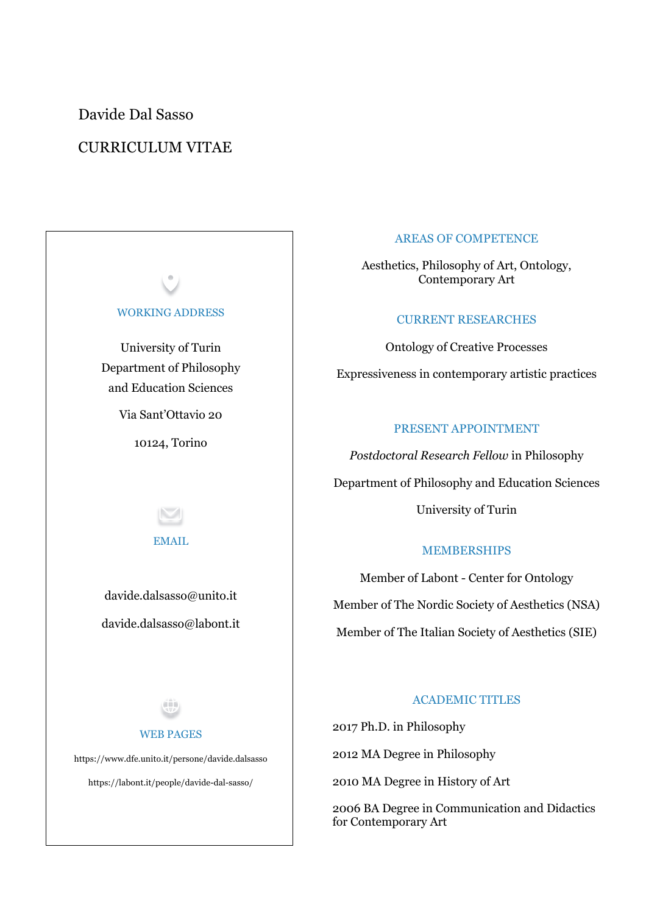# Davide Dal Sasso

## CURRICULUM VITAE

### WORKING ADDRESS

University of Turin
Department of Philosophy
and Education Sciences

Via Sant'Ottavio 20

10124, Torino

### EMAIL

davide.dalsasso@unito.it

davide.dalsasso@labont.it

### WEB PAGES

https://www.dfe.unito.it/persone/davide.dalsasso

https://labont.it/people/davide-dal-sasso/

### AREAS OF COMPETENCE

Aesthetics, Philosophy of Art, Ontology, Contemporary Art

### CURRENT RESEARCHES

Ontology of Creative Processes

Expressiveness in contemporary artistic practices

### PRESENT APPOINTMENT

*Postdoctoral Research Fellow* in Philosophy

Department of Philosophy and Education Sciences

University of Turin

### MEMBERSHIPS

Member of Labont - Center for Ontology

Member of The Nordic Society of Aesthetics (NSA)

Member of The Italian Society of Aesthetics (SIE)

### ACADEMIC TITLES

2017 Ph.D. in Philosophy

2012 MA Degree in Philosophy

2010 MA Degree in History of Art

2006 BA Degree in Communication and Didactics for Contemporary Art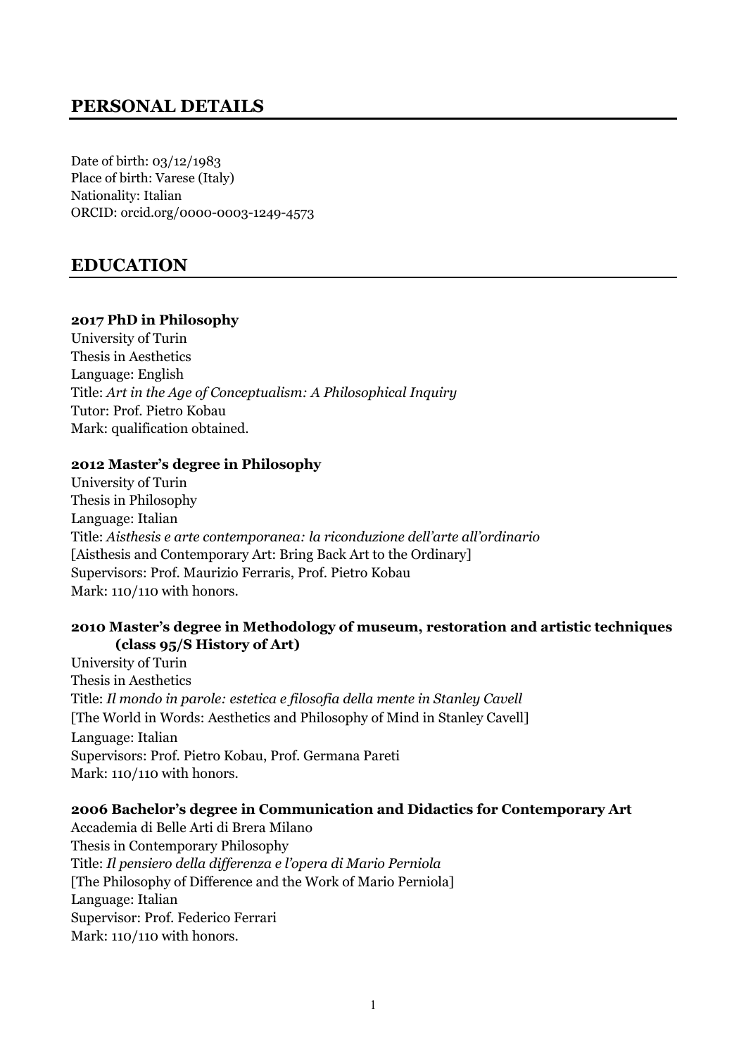## PERSONAL DETAILS

Date of birth: 03/12/1983
Place of birth: Varese (Italy)
Nationality: Italian
ORCID: orcid.org/0000-0003-1249-4573

## EDUCATION

**2017 PhD in Philosophy**
University of Turin
Thesis in Aesthetics
Language: English
Title: *Art in the Age of Conceptualism: A Philosophical Inquiry*
Tutor: Prof. Pietro Kobau
Mark: qualification obtained.

**2012 Master's degree in Philosophy**
University of Turin
Thesis in Philosophy
Language: Italian
Title: *Aisthesis e arte contemporanea: la riconduzione dell'arte all'ordinario*
[Aisthesis and Contemporary Art: Bring Back Art to the Ordinary]
Supervisors: Prof. Maurizio Ferraris, Prof. Pietro Kobau
Mark: 110/110 with honors.

**2010 Master's degree in Methodology of museum, restoration and artistic techniques (class 95/S History of Art)**
University of Turin
Thesis in Aesthetics
Title: *Il mondo in parole: estetica e filosofia della mente in Stanley Cavell*
[The World in Words: Aesthetics and Philosophy of Mind in Stanley Cavell]
Language: Italian
Supervisors: Prof. Pietro Kobau, Prof. Germana Pareti
Mark: 110/110 with honors.

**2006 Bachelor's degree in Communication and Didactics for Contemporary Art**
Accademia di Belle Arti di Brera Milano
Thesis in Contemporary Philosophy
Title: *Il pensiero della differenza e l'opera di Mario Perniola*
[The Philosophy of Difference and the Work of Mario Perniola]
Language: Italian
Supervisor: Prof. Federico Ferrari
Mark: 110/110 with honors.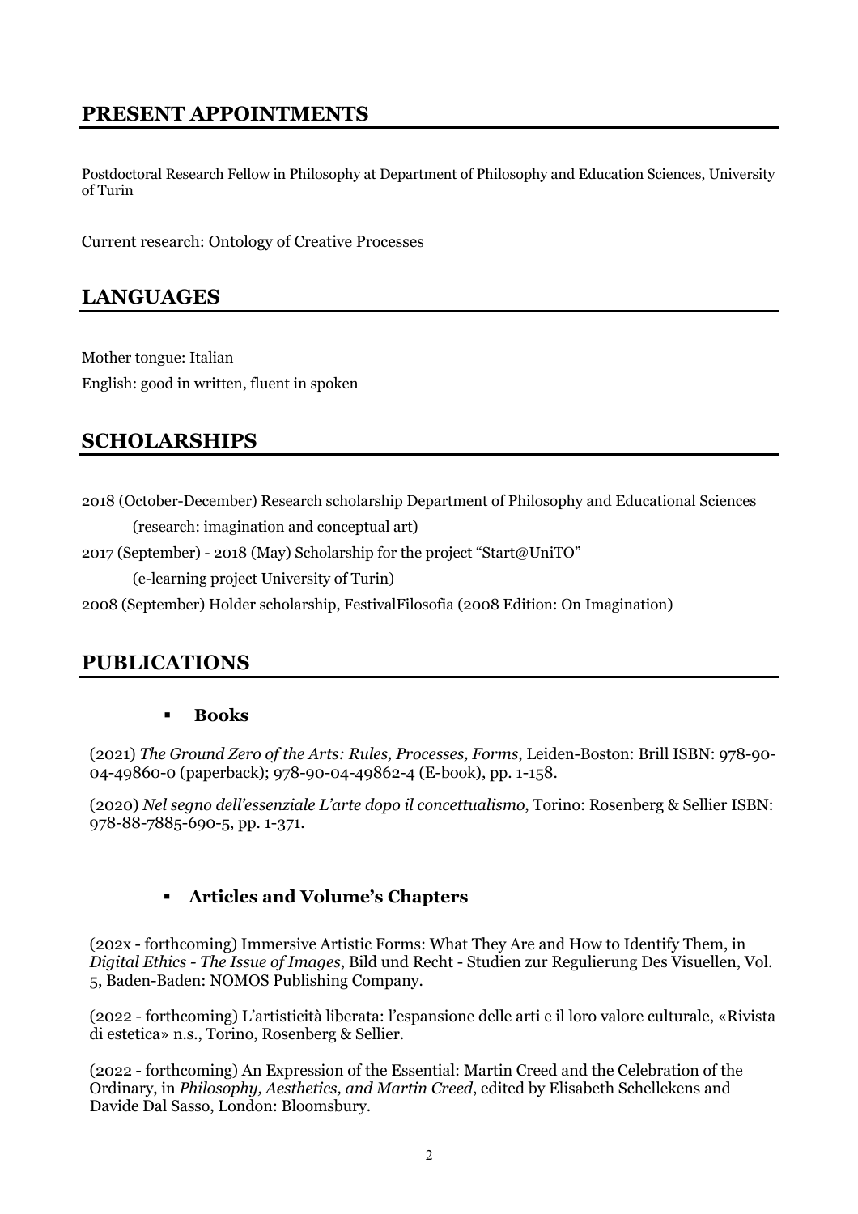## PRESENT APPOINTMENTS

Postdoctoral Research Fellow in Philosophy at Department of Philosophy and Education Sciences, University of Turin

Current research: Ontology of Creative Processes

## LANGUAGES

Mother tongue: Italian

English: good in written, fluent in spoken

## SCHOLARSHIPS

2018 (October-December) Research scholarship Department of Philosophy and Educational Sciences

(research: imagination and conceptual art)

2017 (September) - 2018 (May) Scholarship for the project "Start@UniTO"

(e-learning project University of Turin)

2008 (September) Holder scholarship, FestivalFilosofia (2008 Edition: On Imagination)

## PUBLICATIONS

- **Books**

(2021) *The Ground Zero of the Arts: Rules, Processes, Forms*, Leiden-Boston: Brill ISBN: 978-90-04-49860-0 (paperback); 978-90-04-49862-4 (E-book), pp. 1-158.

(2020) *Nel segno dell'essenziale L'arte dopo il concettualismo*, Torino: Rosenberg & Sellier ISBN: 978-88-7885-690-5, pp. 1-371.

- **Articles and Volume's Chapters**

(202x - forthcoming) Immersive Artistic Forms: What They Are and How to Identify Them, in *Digital Ethics - The Issue of Images*, Bild und Recht - Studien zur Regulierung Des Visuellen, Vol. 5, Baden-Baden: NOMOS Publishing Company.

(2022 - forthcoming) L'artisticità liberata: l'espansione delle arti e il loro valore culturale, «Rivista di estetica» n.s., Torino, Rosenberg & Sellier.

(2022 - forthcoming) An Expression of the Essential: Martin Creed and the Celebration of the Ordinary, in *Philosophy, Aesthetics, and Martin Creed*, edited by Elisabeth Schellekens and Davide Dal Sasso, London: Bloomsbury.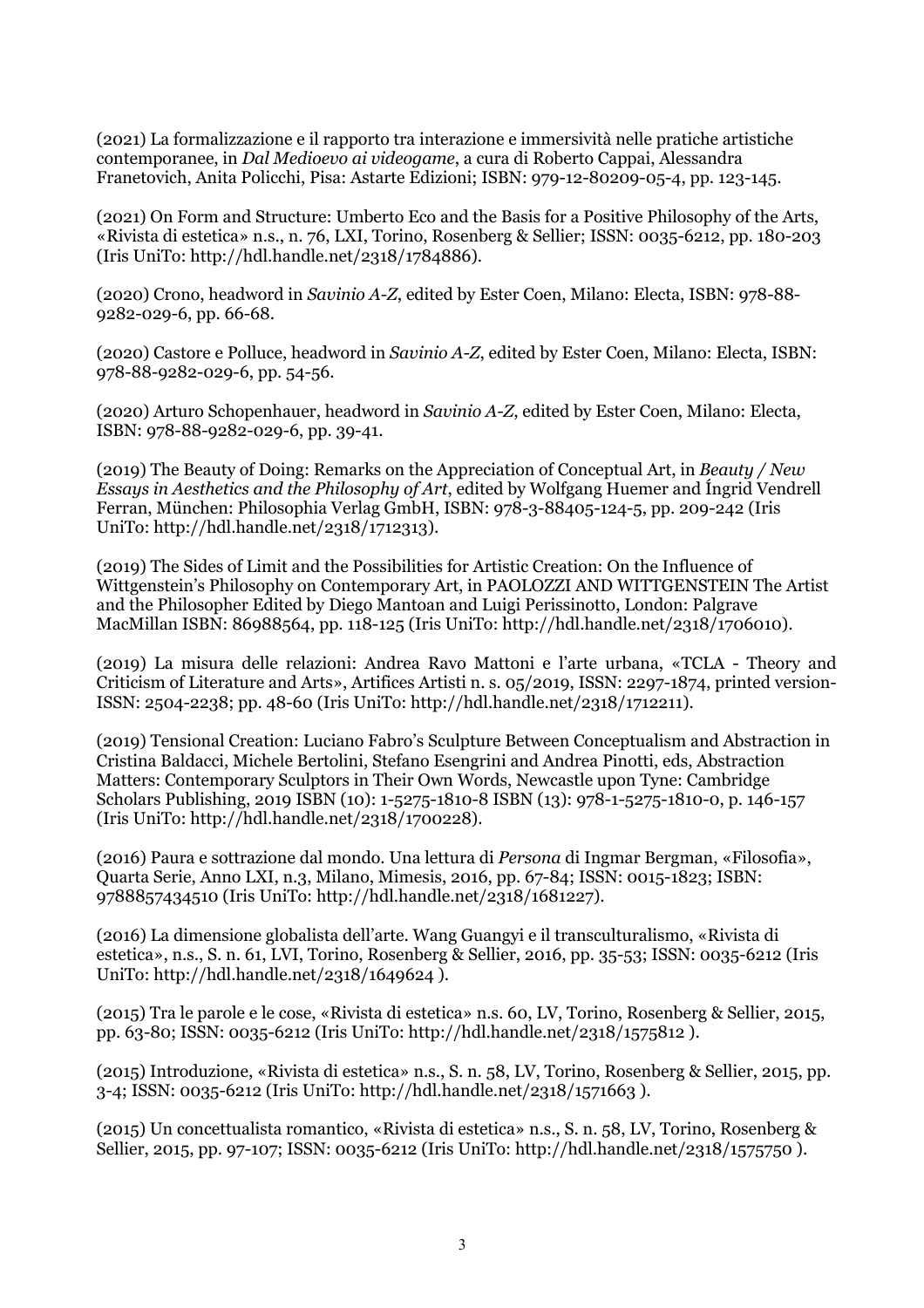(2021) La formalizzazione e il rapporto tra interazione e immersività nelle pratiche artistiche contemporanee, in *Dal Medioevo ai videogame*, a cura di Roberto Cappai, Alessandra Franetovich, Anita Policchi, Pisa: Astarte Edizioni; ISBN: 979-12-80209-05-4, pp. 123-145.

(2021) On Form and Structure: Umberto Eco and the Basis for a Positive Philosophy of the Arts, «Rivista di estetica» n.s., n. 76, LXI, Torino, Rosenberg & Sellier; ISSN: 0035-6212, pp. 180-203 (Iris UniTo: http://hdl.handle.net/2318/1784886).

(2020) Crono, headword in *Savinio A-Z*, edited by Ester Coen, Milano: Electa, ISBN: 978-88-9282-029-6, pp. 66-68.

(2020) Castore e Polluce, headword in *Savinio A-Z*, edited by Ester Coen, Milano: Electa, ISBN: 978-88-9282-029-6, pp. 54-56.

(2020) Arturo Schopenhauer, headword in *Savinio A-Z*, edited by Ester Coen, Milano: Electa, ISBN: 978-88-9282-029-6, pp. 39-41.

(2019) The Beauty of Doing: Remarks on the Appreciation of Conceptual Art, in *Beauty / New Essays in Aesthetics and the Philosophy of Art*, edited by Wolfgang Huemer and Íngrid Vendrell Ferran, München: Philosophia Verlag GmbH, ISBN: 978-3-88405-124-5, pp. 209-242 (Iris UniTo: http://hdl.handle.net/2318/1712313).

(2019) The Sides of Limit and the Possibilities for Artistic Creation: On the Influence of Wittgenstein's Philosophy on Contemporary Art, in PAOLOZZI AND WITTGENSTEIN The Artist and the Philosopher Edited by Diego Mantoan and Luigi Perissinotto, London: Palgrave MacMillan ISBN: 86988564, pp. 118-125 (Iris UniTo: http://hdl.handle.net/2318/1706010).

(2019) La misura delle relazioni: Andrea Ravo Mattoni e l'arte urbana, «TCLA - Theory and Criticism of Literature and Arts», Artifices Artisti n. s. 05/2019, ISSN: 2297-1874, printed version-ISSN: 2504-2238; pp. 48-60 (Iris UniTo: http://hdl.handle.net/2318/1712211).

(2019) Tensional Creation: Luciano Fabro's Sculpture Between Conceptualism and Abstraction in Cristina Baldacci, Michele Bertolini, Stefano Esengrini and Andrea Pinotti, eds, Abstraction Matters: Contemporary Sculptors in Their Own Words, Newcastle upon Tyne: Cambridge Scholars Publishing, 2019 ISBN (10): 1-5275-1810-8 ISBN (13): 978-1-5275-1810-0, p. 146-157 (Iris UniTo: http://hdl.handle.net/2318/1700228).

(2016) Paura e sottrazione dal mondo. Una lettura di *Persona* di Ingmar Bergman, «Filosofia», Quarta Serie, Anno LXI, n.3, Milano, Mimesis, 2016, pp. 67-84; ISSN: 0015-1823; ISBN: 9788857434510 (Iris UniTo: http://hdl.handle.net/2318/1681227).

(2016) La dimensione globalista dell'arte. Wang Guangyi e il transculturalismo, «Rivista di estetica», n.s., S. n. 61, LVI, Torino, Rosenberg & Sellier, 2016, pp. 35-53; ISSN: 0035-6212 (Iris UniTo: http://hdl.handle.net/2318/1649624 ).

(2015) Tra le parole e le cose, «Rivista di estetica» n.s. 60, LV, Torino, Rosenberg & Sellier, 2015, pp. 63-80; ISSN: 0035-6212 (Iris UniTo: http://hdl.handle.net/2318/1575812 ).

(2015) Introduzione, «Rivista di estetica» n.s., S. n. 58, LV, Torino, Rosenberg & Sellier, 2015, pp. 3-4; ISSN: 0035-6212 (Iris UniTo: http://hdl.handle.net/2318/1571663 ).

(2015) Un concettualista romantico, «Rivista di estetica» n.s., S. n. 58, LV, Torino, Rosenberg & Sellier, 2015, pp. 97-107; ISSN: 0035-6212 (Iris UniTo: http://hdl.handle.net/2318/1575750 ).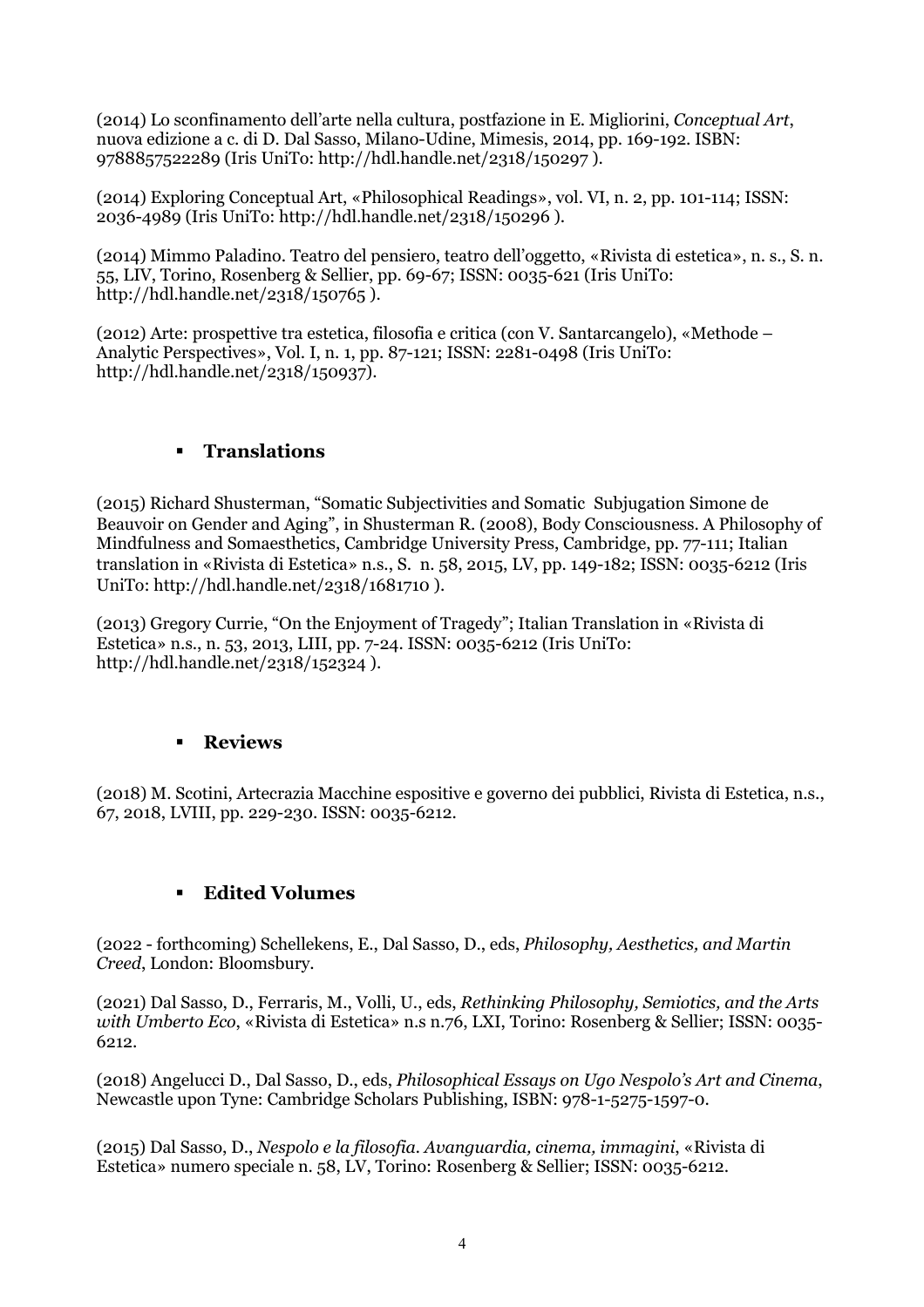(2014) Lo sconfinamento dell'arte nella cultura, postfazione in E. Migliorini, *Conceptual Art*, nuova edizione a c. di D. Dal Sasso, Milano-Udine, Mimesis, 2014, pp. 169-192. ISBN: 9788857522289 (Iris UniTo: http://hdl.handle.net/2318/150297 ).

(2014) Exploring Conceptual Art, «Philosophical Readings», vol. VI, n. 2, pp. 101-114; ISSN: 2036-4989 (Iris UniTo: http://hdl.handle.net/2318/150296 ).

(2014) Mimmo Paladino. Teatro del pensiero, teatro dell'oggetto, «Rivista di estetica», n. s., S. n. 55, LIV, Torino, Rosenberg & Sellier, pp. 69-67; ISSN: 0035-621 (Iris UniTo: http://hdl.handle.net/2318/150765 ).

(2012) Arte: prospettive tra estetica, filosofia e critica (con V. Santarcangelo), «Methode – Analytic Perspectives», Vol. I, n. 1, pp. 87-121; ISSN: 2281-0498 (Iris UniTo: http://hdl.handle.net/2318/150937).

- **Translations**

(2015) Richard Shusterman, "Somatic Subjectivities and Somatic Subjugation Simone de Beauvoir on Gender and Aging", in Shusterman R. (2008), Body Consciousness. A Philosophy of Mindfulness and Somaesthetics, Cambridge University Press, Cambridge, pp. 77-111; Italian translation in «Rivista di Estetica» n.s., S. n. 58, 2015, LV, pp. 149-182; ISSN: 0035-6212 (Iris UniTo: http://hdl.handle.net/2318/1681710 ).

(2013) Gregory Currie, "On the Enjoyment of Tragedy"; Italian Translation in «Rivista di Estetica» n.s., n. 53, 2013, LIII, pp. 7-24. ISSN: 0035-6212 (Iris UniTo: http://hdl.handle.net/2318/152324 ).

- **Reviews**

(2018) M. Scotini, Artecrazia Macchine espositive e governo dei pubblici, Rivista di Estetica, n.s., 67, 2018, LVIII, pp. 229-230. ISSN: 0035-6212.

- **Edited Volumes**

(2022 - forthcoming) Schellekens, E., Dal Sasso, D., eds, *Philosophy, Aesthetics, and Martin Creed*, London: Bloomsbury.

(2021) Dal Sasso, D., Ferraris, M., Volli, U., eds, *Rethinking Philosophy, Semiotics, and the Arts with Umberto Eco*, «Rivista di Estetica» n.s n.76, LXI, Torino: Rosenberg & Sellier; ISSN: 0035-6212.

(2018) Angelucci D., Dal Sasso, D., eds, *Philosophical Essays on Ugo Nespolo's Art and Cinema*, Newcastle upon Tyne: Cambridge Scholars Publishing, ISBN: 978-1-5275-1597-0.

(2015) Dal Sasso, D., *Nespolo e la filosofia. Avanguardia, cinema, immagini*, «Rivista di Estetica» numero speciale n. 58, LV, Torino: Rosenberg & Sellier; ISSN: 0035-6212.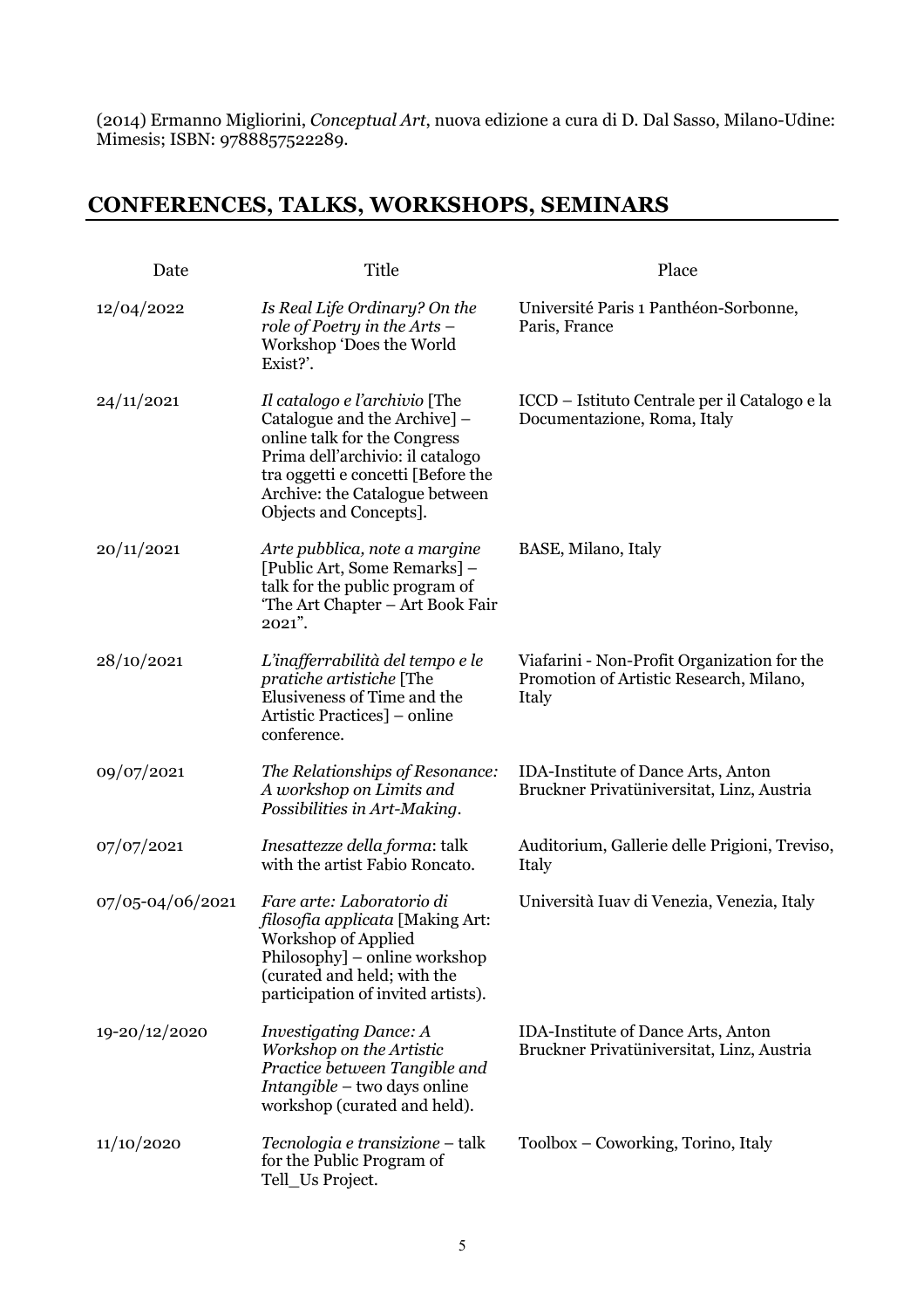(2014) Ermanno Migliorini, *Conceptual Art*, nuova edizione a cura di D. Dal Sasso, Milano-Udine: Mimesis; ISBN: 9788857522289.

## CONFERENCES, TALKS, WORKSHOPS, SEMINARS

| Date | Title | Place |
|---|---|---|
| 12/04/2022 | *Is Real Life Ordinary? On the role of Poetry in the Arts* – Workshop 'Does the World Exist?'. | Université Paris 1 Panthéon-Sorbonne, Paris, France |
| 24/11/2021 | *Il catalogo e l'archivio* [The Catalogue and the Archive] – online talk for the Congress Prima dell'archivio: il catalogo tra oggetti e concetti [Before the Archive: the Catalogue between Objects and Concepts]. | ICCD – Istituto Centrale per il Catalogo e la Documentazione, Roma, Italy |
| 20/11/2021 | *Arte pubblica, note a margine* [Public Art, Some Remarks] – talk for the public program of 'The Art Chapter – Art Book Fair 2021". | BASE, Milano, Italy |
| 28/10/2021 | *L'inafferrabilità del tempo e le pratiche artistiche* [The Elusiveness of Time and the Artistic Practices] – online conference. | Viafarini - Non-Profit Organization for the Promotion of Artistic Research, Milano, Italy |
| 09/07/2021 | *The Relationships of Resonance: A workshop on Limits and Possibilities in Art-Making*. | IDA-Institute of Dance Arts, Anton Bruckner Privatüniversitat, Linz, Austria |
| 07/07/2021 | *Inesattezze della forma*: talk with the artist Fabio Roncato. | Auditorium, Gallerie delle Prigioni, Treviso, Italy |
| 07/05-04/06/2021 | *Fare arte: Laboratorio di filosofia applicata* [Making Art: Workshop of Applied Philosophy] – online workshop (curated and held; with the participation of invited artists). | Università Iuav di Venezia, Venezia, Italy |
| 19-20/12/2020 | *Investigating Dance: A Workshop on the Artistic Practice between Tangible and Intangible* – two days online workshop (curated and held). | IDA-Institute of Dance Arts, Anton Bruckner Privatüniversitat, Linz, Austria |
| 11/10/2020 | *Tecnologia e transizione* – talk for the Public Program of Tell_Us Project. | Toolbox – Coworking, Torino, Italy |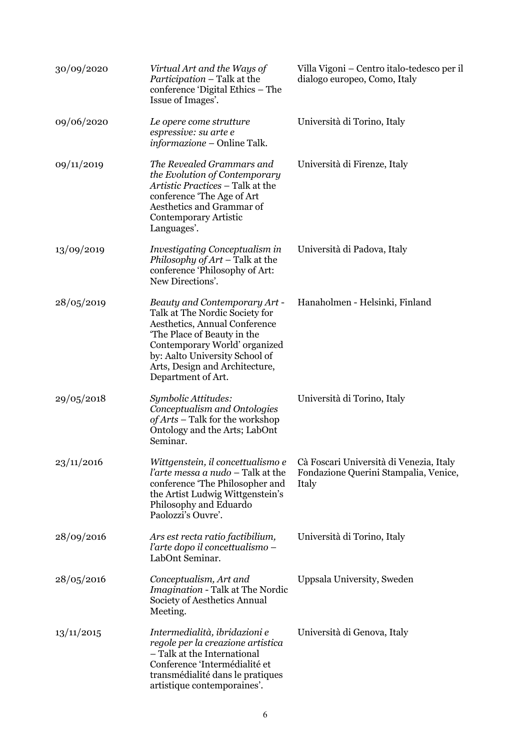| | | |
|---|---|---|
| 30/09/2020 | *Virtual Art and the Ways of Participation* – Talk at the conference 'Digital Ethics – The Issue of Images'. | Villa Vigoni – Centro italo-tedesco per il dialogo europeo, Como, Italy |
| 09/06/2020 | *Le opere come strutture espressive: su arte e informazione* – Online Talk. | Università di Torino, Italy |
| 09/11/2019 | *The Revealed Grammars and the Evolution of Contemporary Artistic Practices* – Talk at the conference 'The Age of Art Aesthetics and Grammar of Contemporary Artistic Languages'. | Università di Firenze, Italy |
| 13/09/2019 | *Investigating Conceptualism in Philosophy of Art* – Talk at the conference 'Philosophy of Art: New Directions'. | Università di Padova, Italy |
| 28/05/2019 | *Beauty and Contemporary Art* - Talk at The Nordic Society for Aesthetics, Annual Conference 'The Place of Beauty in the Contemporary World' organized by: Aalto University School of Arts, Design and Architecture, Department of Art. | Hanaholmen - Helsinki, Finland |
| 29/05/2018 | *Symbolic Attitudes: Conceptualism and Ontologies of Arts* – Talk for the workshop Ontology and the Arts; LabOnt Seminar. | Università di Torino, Italy |
| 23/11/2016 | *Wittgenstein, il concettualismo e l'arte messa a nudo* – Talk at the conference 'The Philosopher and the Artist Ludwig Wittgenstein's Philosophy and Eduardo Paolozzi's Ouvre'. | Cà Foscari Università di Venezia, Italy Fondazione Querini Stampalia, Venice, Italy |
| 28/09/2016 | *Ars est recta ratio factibilium, l'arte dopo il concettualismo* – LabOnt Seminar. | Università di Torino, Italy |
| 28/05/2016 | *Conceptualism, Art and Imagination* - Talk at The Nordic Society of Aesthetics Annual Meeting. | Uppsala University, Sweden |
| 13/11/2015 | *Intermedialità, ibridazioni e regole per la creazione artistica* – Talk at the International Conference 'Intermédialité et transmédialité dans le pratiques artistique contemporaines'. | Università di Genova, Italy |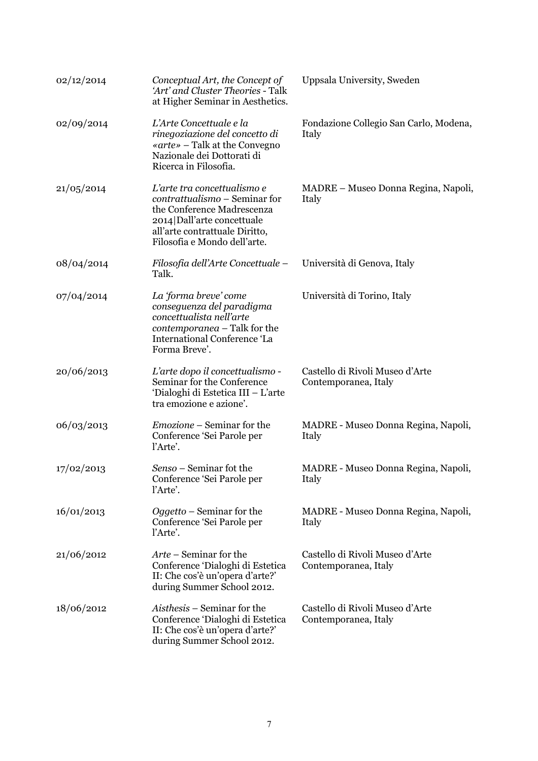| | | |
|---|---|---|
| 02/12/2014 | *Conceptual Art, the Concept of 'Art' and Cluster Theories* - Talk at Higher Seminar in Aesthetics. | Uppsala University, Sweden |
| 02/09/2014 | *L'Arte Concettuale e la rinegoziazione del concetto di «arte»* – Talk at the Convegno Nazionale dei Dottorati di Ricerca in Filosofia. | Fondazione Collegio San Carlo, Modena, Italy |
| 21/05/2014 | *L'arte tra concettualismo e contrattualismo* – Seminar for the Conference Madrescenza 2014\|Dall'arte concettuale all'arte contrattuale Diritto, Filosofia e Mondo dell'arte. | MADRE – Museo Donna Regina, Napoli, Italy |
| 08/04/2014 | *Filosofia dell'Arte Concettuale* – Talk. | Università di Genova, Italy |
| 07/04/2014 | *La 'forma breve' come conseguenza del paradigma concettualista nell'arte contemporanea* – Talk for the International Conference 'La Forma Breve'. | Università di Torino, Italy |
| 20/06/2013 | *L'arte dopo il concettualismo* - Seminar for the Conference 'Dialoghi di Estetica III – L'arte tra emozione e azione'. | Castello di Rivoli Museo d'Arte Contemporanea, Italy |
| 06/03/2013 | *Emozione* – Seminar for the Conference 'Sei Parole per l'Arte'. | MADRE - Museo Donna Regina, Napoli, Italy |
| 17/02/2013 | *Senso* – Seminar fot the Conference 'Sei Parole per l'Arte'. | MADRE - Museo Donna Regina, Napoli, Italy |
| 16/01/2013 | *Oggetto* – Seminar for the Conference 'Sei Parole per l'Arte'. | MADRE - Museo Donna Regina, Napoli, Italy |
| 21/06/2012 | *Arte* – Seminar for the Conference 'Dialoghi di Estetica II: Che cos'è un'opera d'arte?' during Summer School 2012. | Castello di Rivoli Museo d'Arte Contemporanea, Italy |
| 18/06/2012 | *Aisthesis* – Seminar for the Conference 'Dialoghi di Estetica II: Che cos'è un'opera d'arte?' during Summer School 2012. | Castello di Rivoli Museo d'Arte Contemporanea, Italy |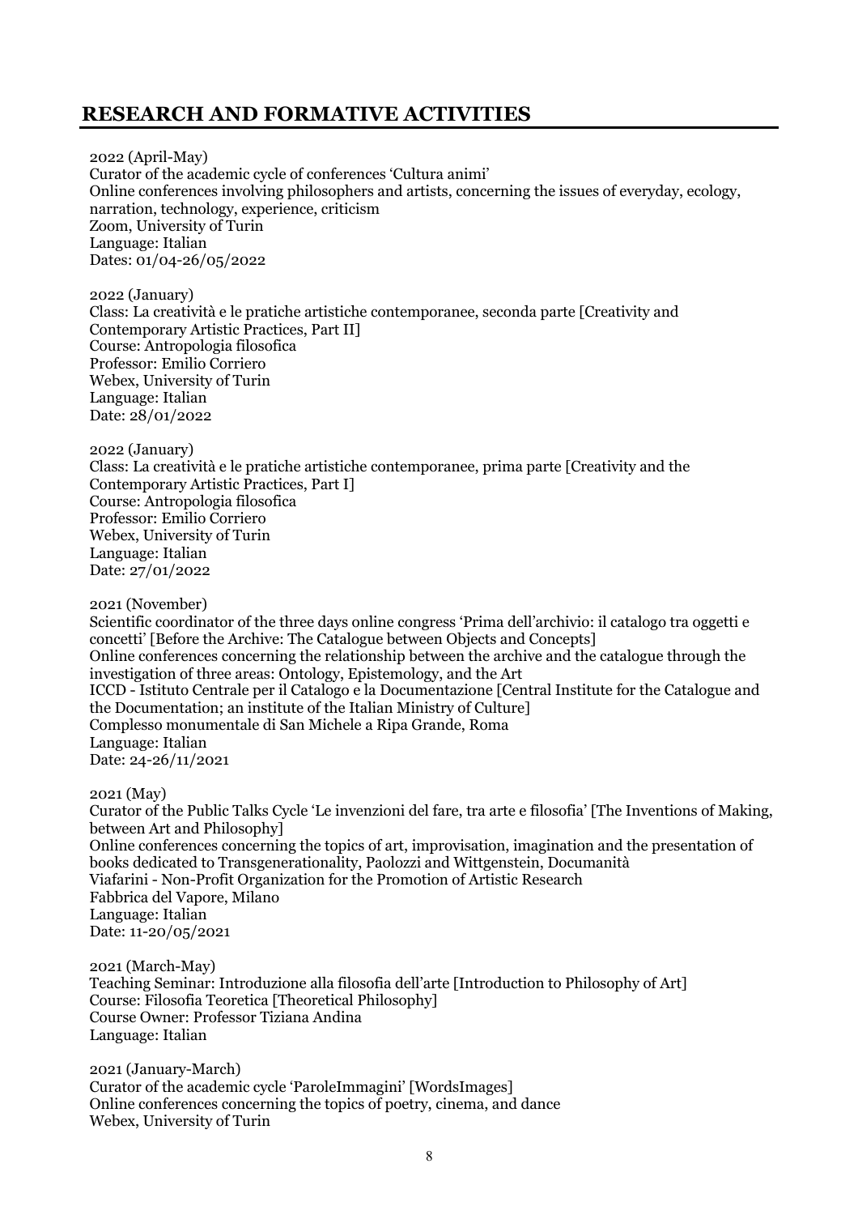## RESEARCH AND FORMATIVE ACTIVITIES

2022 (April-May)
Curator of the academic cycle of conferences 'Cultura animi'
Online conferences involving philosophers and artists, concerning the issues of everyday, ecology, narration, technology, experience, criticism
Zoom, University of Turin
Language: Italian
Dates: 01/04-26/05/2022

2022 (January)
Class: La creatività e le pratiche artistiche contemporanee, seconda parte [Creativity and Contemporary Artistic Practices, Part II]
Course: Antropologia filosofica
Professor: Emilio Corriero
Webex, University of Turin
Language: Italian
Date: 28/01/2022

2022 (January)
Class: La creatività e le pratiche artistiche contemporanee, prima parte [Creativity and the Contemporary Artistic Practices, Part I]
Course: Antropologia filosofica
Professor: Emilio Corriero
Webex, University of Turin
Language: Italian
Date: 27/01/2022

2021 (November)
Scientific coordinator of the three days online congress 'Prima dell'archivio: il catalogo tra oggetti e concetti' [Before the Archive: The Catalogue between Objects and Concepts]
Online conferences concerning the relationship between the archive and the catalogue through the investigation of three areas: Ontology, Epistemology, and the Art
ICCD - Istituto Centrale per il Catalogo e la Documentazione [Central Institute for the Catalogue and the Documentation; an institute of the Italian Ministry of Culture]
Complesso monumentale di San Michele a Ripa Grande, Roma
Language: Italian
Date: 24-26/11/2021

2021 (May)
Curator of the Public Talks Cycle 'Le invenzioni del fare, tra arte e filosofia' [The Inventions of Making, between Art and Philosophy]
Online conferences concerning the topics of art, improvisation, imagination and the presentation of books dedicated to Transgenerationality, Paolozzi and Wittgenstein, Documanità
Viafarini - Non-Profit Organization for the Promotion of Artistic Research
Fabbrica del Vapore, Milano
Language: Italian
Date: 11-20/05/2021

2021 (March-May)
Teaching Seminar: Introduzione alla filosofia dell'arte [Introduction to Philosophy of Art]
Course: Filosofia Teoretica [Theoretical Philosophy]
Course Owner: Professor Tiziana Andina
Language: Italian

2021 (January-March)
Curator of the academic cycle 'ParoleImmagini' [WordsImages]
Online conferences concerning the topics of poetry, cinema, and dance
Webex, University of Turin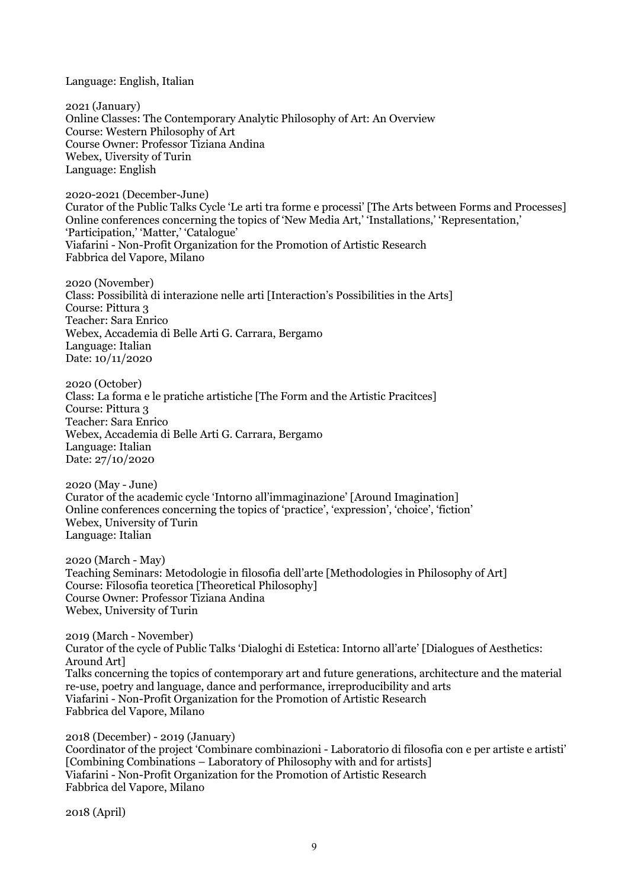Language: English, Italian

2021 (January)
Online Classes: The Contemporary Analytic Philosophy of Art: An Overview
Course: Western Philosophy of Art
Course Owner: Professor Tiziana Andina
Webex, Uiversity of Turin
Language: English

2020-2021 (December-June)
Curator of the Public Talks Cycle 'Le arti tra forme e processi' [The Arts between Forms and Processes]
Online conferences concerning the topics of 'New Media Art,' 'Installations,' 'Representation,' 'Participation,' 'Matter,' 'Catalogue'
Viafarini - Non-Profit Organization for the Promotion of Artistic Research
Fabbrica del Vapore, Milano

2020 (November)
Class: Possibilità di interazione nelle arti [Interaction's Possibilities in the Arts]
Course: Pittura 3
Teacher: Sara Enrico
Webex, Accademia di Belle Arti G. Carrara, Bergamo
Language: Italian
Date: 10/11/2020

2020 (October)
Class: La forma e le pratiche artistiche [The Form and the Artistic Pracitces]
Course: Pittura 3
Teacher: Sara Enrico
Webex, Accademia di Belle Arti G. Carrara, Bergamo
Language: Italian
Date: 27/10/2020

2020 (May - June)
Curator of the academic cycle 'Intorno all'immaginazione' [Around Imagination]
Online conferences concerning the topics of 'practice', 'expression', 'choice', 'fiction'
Webex, University of Turin
Language: Italian

2020 (March - May)
Teaching Seminars: Metodologie in filosofia dell'arte [Methodologies in Philosophy of Art]
Course: Filosofia teoretica [Theoretical Philosophy]
Course Owner: Professor Tiziana Andina
Webex, University of Turin

2019 (March - November)
Curator of the cycle of Public Talks 'Dialoghi di Estetica: Intorno all'arte' [Dialogues of Aesthetics: Around Art]
Talks concerning the topics of contemporary art and future generations, architecture and the material re-use, poetry and language, dance and performance, irreproducibility and arts
Viafarini - Non-Profit Organization for the Promotion of Artistic Research
Fabbrica del Vapore, Milano

2018 (December) - 2019 (January)
Coordinator of the project 'Combinare combinazioni - Laboratorio di filosofia con e per artiste e artisti' [Combining Combinations – Laboratory of Philosophy with and for artists]
Viafarini - Non-Profit Organization for the Promotion of Artistic Research
Fabbrica del Vapore, Milano

2018 (April)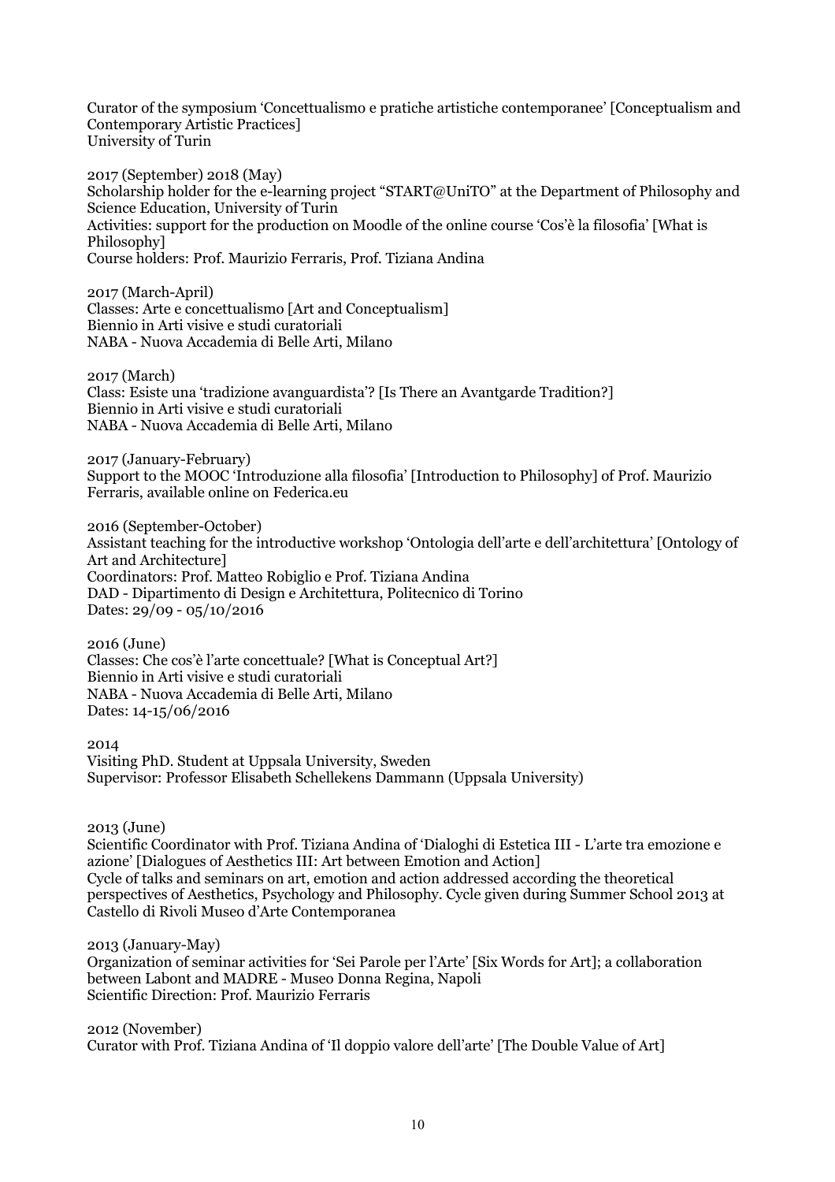Curator of the symposium 'Concettualismo e pratiche artistiche contemporanee' [Conceptualism and Contemporary Artistic Practices]
University of Turin

2017 (September) 2018 (May)
Scholarship holder for the e-learning project "START@UniTO" at the Department of Philosophy and Science Education, University of Turin
Activities: support for the production on Moodle of the online course 'Cos'è la filosofia' [What is Philosophy]
Course holders: Prof. Maurizio Ferraris, Prof. Tiziana Andina

2017 (March-April)
Classes: Arte e concettualismo [Art and Conceptualism]
Biennio in Arti visive e studi curatoriali
NABA - Nuova Accademia di Belle Arti, Milano

2017 (March)
Class: Esiste una 'tradizione avanguardista'? [Is There an Avantgarde Tradition?]
Biennio in Arti visive e studi curatoriali
NABA - Nuova Accademia di Belle Arti, Milano

2017 (January-February)
Support to the MOOC 'Introduzione alla filosofia' [Introduction to Philosophy] of Prof. Maurizio Ferraris, available online on Federica.eu

2016 (September-October)
Assistant teaching for the introductive workshop 'Ontologia dell'arte e dell'architettura' [Ontology of Art and Architecture]
Coordinators: Prof. Matteo Robiglio e Prof. Tiziana Andina
DAD - Dipartimento di Design e Architettura, Politecnico di Torino
Dates: 29/09 - 05/10/2016

2016 (June)
Classes: Che cos'è l'arte concettuale? [What is Conceptual Art?]
Biennio in Arti visive e studi curatoriali
NABA - Nuova Accademia di Belle Arti, Milano
Dates: 14-15/06/2016

2014
Visiting PhD. Student at Uppsala University, Sweden
Supervisor: Professor Elisabeth Schellekens Dammann (Uppsala University)

2013 (June)
Scientific Coordinator with Prof. Tiziana Andina of 'Dialoghi di Estetica III - L'arte tra emozione e azione' [Dialogues of Aesthetics III: Art between Emotion and Action]
Cycle of talks and seminars on art, emotion and action addressed according the theoretical perspectives of Aesthetics, Psychology and Philosophy. Cycle given during Summer School 2013 at Castello di Rivoli Museo d'Arte Contemporanea

2013 (January-May)
Organization of seminar activities for 'Sei Parole per l'Arte' [Six Words for Art]; a collaboration between Labont and MADRE - Museo Donna Regina, Napoli
Scientific Direction: Prof. Maurizio Ferraris

2012 (November)
Curator with Prof. Tiziana Andina of 'Il doppio valore dell'arte' [The Double Value of Art]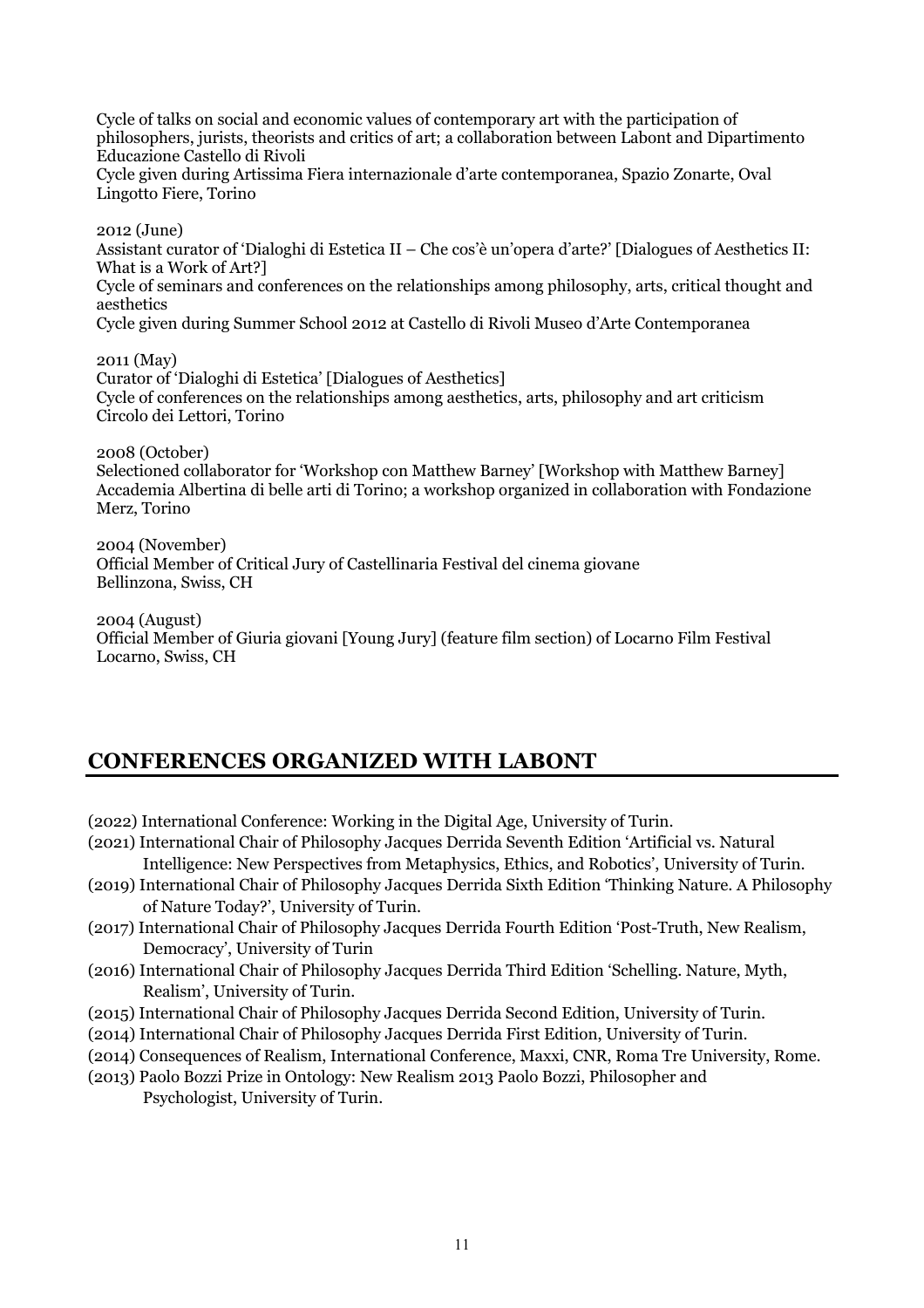Cycle of talks on social and economic values of contemporary art with the participation of philosophers, jurists, theorists and critics of art; a collaboration between Labont and Dipartimento Educazione Castello di Rivoli
Cycle given during Artissima Fiera internazionale d'arte contemporanea, Spazio Zonarte, Oval Lingotto Fiere, Torino

2012 (June)
Assistant curator of 'Dialoghi di Estetica II – Che cos'è un'opera d'arte?' [Dialogues of Aesthetics II: What is a Work of Art?]
Cycle of seminars and conferences on the relationships among philosophy, arts, critical thought and aesthetics
Cycle given during Summer School 2012 at Castello di Rivoli Museo d'Arte Contemporanea

2011 (May)
Curator of 'Dialoghi di Estetica' [Dialogues of Aesthetics]
Cycle of conferences on the relationships among aesthetics, arts, philosophy and art criticism
Circolo dei Lettori, Torino

2008 (October)
Selectioned collaborator for 'Workshop con Matthew Barney' [Workshop with Matthew Barney]
Accademia Albertina di belle arti di Torino; a workshop organized in collaboration with Fondazione Merz, Torino

2004 (November)
Official Member of Critical Jury of Castellinaria Festival del cinema giovane
Bellinzona, Swiss, CH

2004 (August)
Official Member of Giuria giovani [Young Jury] (feature film section) of Locarno Film Festival
Locarno, Swiss, CH

## CONFERENCES ORGANIZED WITH LABONT

(2022) International Conference: Working in the Digital Age, University of Turin.
(2021) International Chair of Philosophy Jacques Derrida Seventh Edition 'Artificial vs. Natural Intelligence: New Perspectives from Metaphysics, Ethics, and Robotics', University of Turin.
(2019) International Chair of Philosophy Jacques Derrida Sixth Edition 'Thinking Nature. A Philosophy of Nature Today?', University of Turin.
(2017) International Chair of Philosophy Jacques Derrida Fourth Edition 'Post-Truth, New Realism, Democracy', University of Turin
(2016) International Chair of Philosophy Jacques Derrida Third Edition 'Schelling. Nature, Myth, Realism', University of Turin.
(2015) International Chair of Philosophy Jacques Derrida Second Edition, University of Turin.
(2014) International Chair of Philosophy Jacques Derrida First Edition, University of Turin.
(2014) Consequences of Realism, International Conference, Maxxi, CNR, Roma Tre University, Rome.
(2013) Paolo Bozzi Prize in Ontology: New Realism 2013 Paolo Bozzi, Philosopher and Psychologist, University of Turin.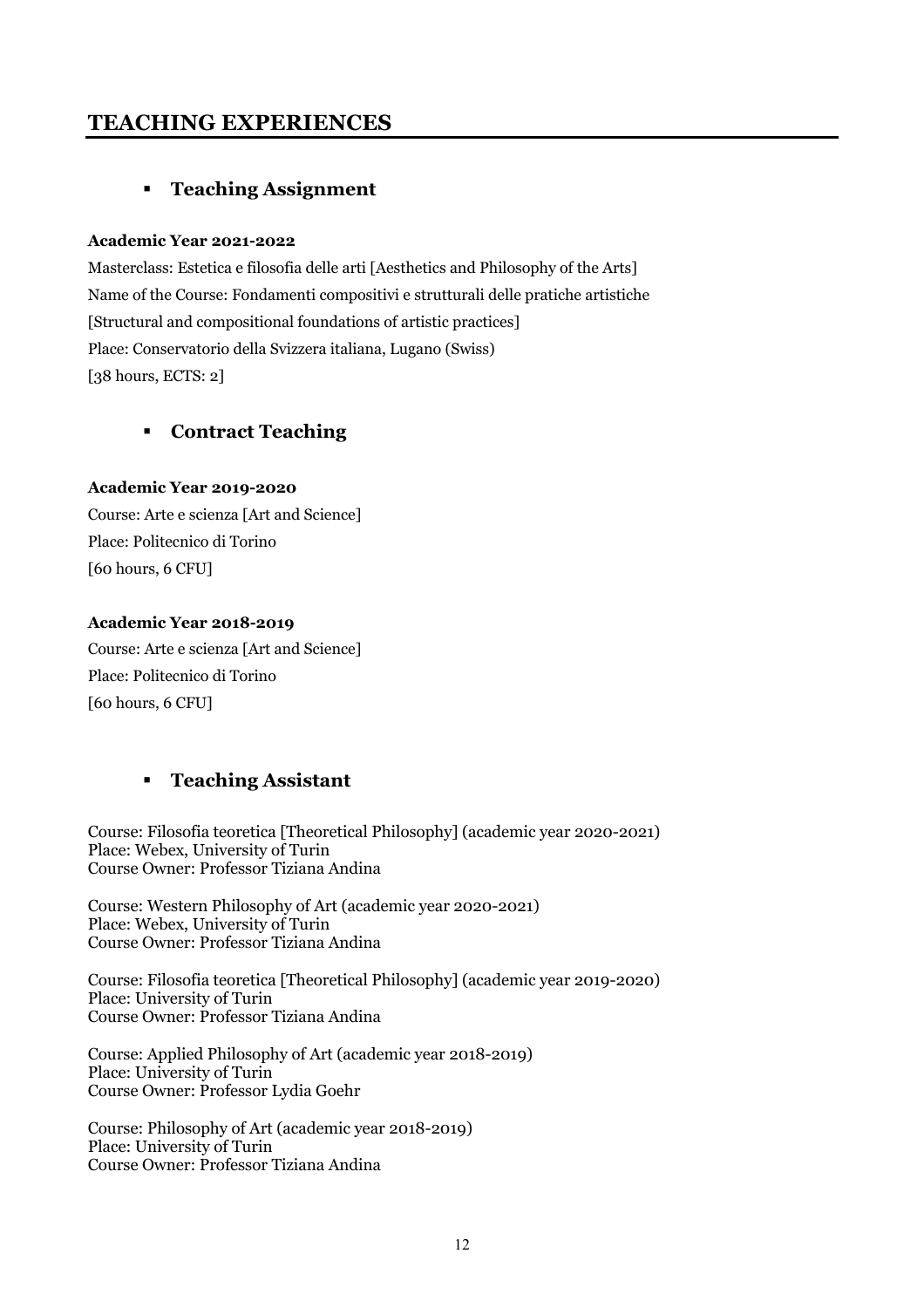## TEACHING EXPERIENCES

### Teaching Assignment

**Academic Year 2021-2022**

Masterclass: Estetica e filosofia delle arti [Aesthetics and Philosophy of the Arts]
Name of the Course: Fondamenti compositivi e strutturali delle pratiche artistiche [Structural and compositional foundations of artistic practices]
Place: Conservatorio della Svizzera italiana, Lugano (Swiss)
[38 hours, ECTS: 2]

### Contract Teaching

**Academic Year 2019-2020**

Course: Arte e scienza [Art and Science]
Place: Politecnico di Torino
[60 hours, 6 CFU]

**Academic Year 2018-2019**

Course: Arte e scienza [Art and Science]
Place: Politecnico di Torino
[60 hours, 6 CFU]

### Teaching Assistant

Course: Filosofia teoretica [Theoretical Philosophy] (academic year 2020-2021)
Place: Webex, University of Turin
Course Owner: Professor Tiziana Andina

Course: Western Philosophy of Art (academic year 2020-2021)
Place: Webex, University of Turin
Course Owner: Professor Tiziana Andina

Course: Filosofia teoretica [Theoretical Philosophy] (academic year 2019-2020)
Place: University of Turin
Course Owner: Professor Tiziana Andina

Course: Applied Philosophy of Art (academic year 2018-2019)
Place: University of Turin
Course Owner: Professor Lydia Goehr

Course: Philosophy of Art (academic year 2018-2019)
Place: University of Turin
Course Owner: Professor Tiziana Andina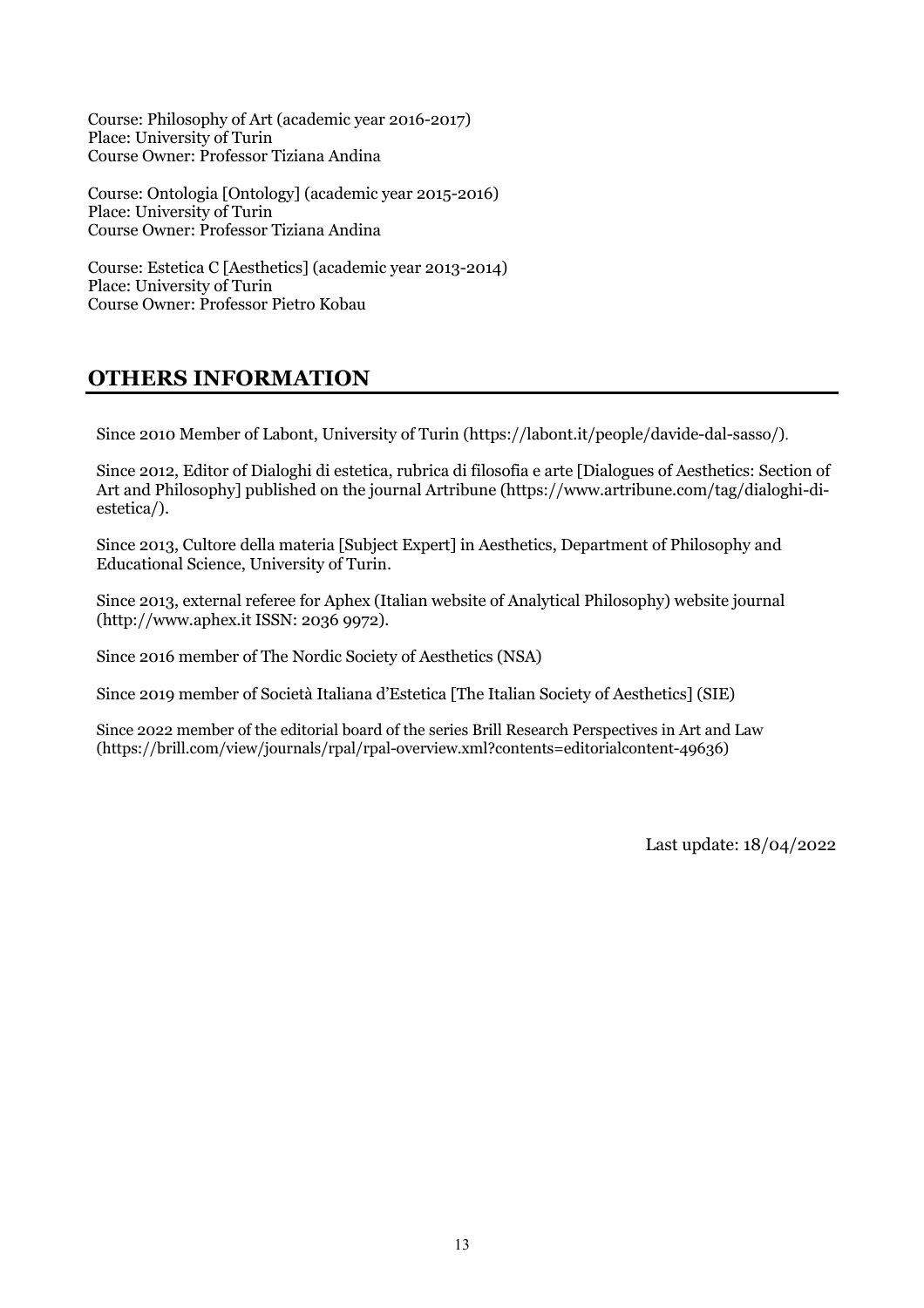Course: Philosophy of Art (academic year 2016-2017)
Place: University of Turin
Course Owner: Professor Tiziana Andina

Course: Ontologia [Ontology] (academic year 2015-2016)
Place: University of Turin
Course Owner: Professor Tiziana Andina

Course: Estetica C [Aesthetics] (academic year 2013-2014)
Place: University of Turin
Course Owner: Professor Pietro Kobau

## OTHERS INFORMATION

Since 2010 Member of Labont, University of Turin (https://labont.it/people/davide-dal-sasso/).

Since 2012, Editor of Dialoghi di estetica, rubrica di filosofia e arte [Dialogues of Aesthetics: Section of Art and Philosophy] published on the journal Artribune (https://www.artribune.com/tag/dialoghi-di-estetica/).

Since 2013, Cultore della materia [Subject Expert] in Aesthetics, Department of Philosophy and Educational Science, University of Turin.

Since 2013, external referee for Aphex (Italian website of Analytical Philosophy) website journal (http://www.aphex.it ISSN: 2036 9972).

Since 2016 member of The Nordic Society of Aesthetics (NSA)

Since 2019 member of Società Italiana d'Estetica [The Italian Society of Aesthetics] (SIE)

Since 2022 member of the editorial board of the series Brill Research Perspectives in Art and Law (https://brill.com/view/journals/rpal/rpal-overview.xml?contents=editorialcontent-49636)

Last update: 18/04/2022